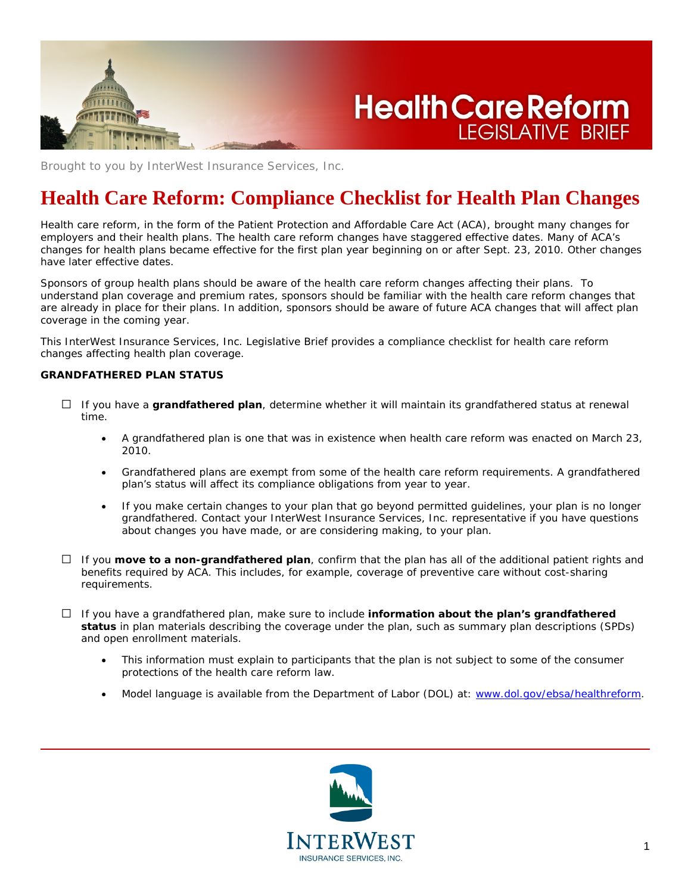Brought to you by InterWest Insurance Services, Inc.

# Health Care Reform: Compliance Checklist for Health Plan Changes

Health care reform, in the form of the Patient Protection and Affordable Care Act (ACA), brought many changes for employers and their health plans. The health care reform changes have staggered effective dates. Many of ACA's changes for health plans became effective for the first plan year beginning on or after Sept. 23, 2010. Other changes have later effective dates.

Sponsors of group health plans should be aware of the health care reform changes affecting their plans. To understand plan coverage and premium rates, sponsors should be familiar with the health care reform changes that are already in place for their plans. In addition, sponsors should be aware of future ACA changes that will affect plan coverage in the coming year.

This InterWest Insurance Services, Inc. Legislative Brief provides a compliance checklist for health care reform changes affecting health plan coverage.

**GRANDFATHERED PLAN STATUS**

☐ If you have a **grandfathered plan**, determine whether it will maintain its grandfathered status at renewal time.

- A grandfathered plan is one that was in existence when health care reform was enacted on March 23, 2010.
- Grandfathered plans are exempt from some of the health care reform requirements. A grandfathered plan's status will affect its compliance obligations from year to year.
- If you make certain changes to your plan that go beyond permitted guidelines, your plan is no longer grandfathered. Contact your InterWest Insurance Services, Inc. representative if you have questions about changes you have made, or are considering making, to your plan.

☐ If you **move to a non-grandfathered plan**, confirm that the plan has all of the additional patient rights and benefits required by ACA. This includes, for example, coverage of preventive care without cost-sharing requirements.

☐ If you have a grandfathered plan, make sure to include **information about the plan's grandfathered status** in plan materials describing the coverage under the plan, such as summary plan descriptions (SPDs) and open enrollment materials.

- This information must explain to participants that the plan is not subject to some of the consumer protections of the health care reform law.
- Model language is available from the Department of Labor (DOL) at: [www.dol.gov/ebsa/healthreform](www.dol.gov/ebsa/healthreform).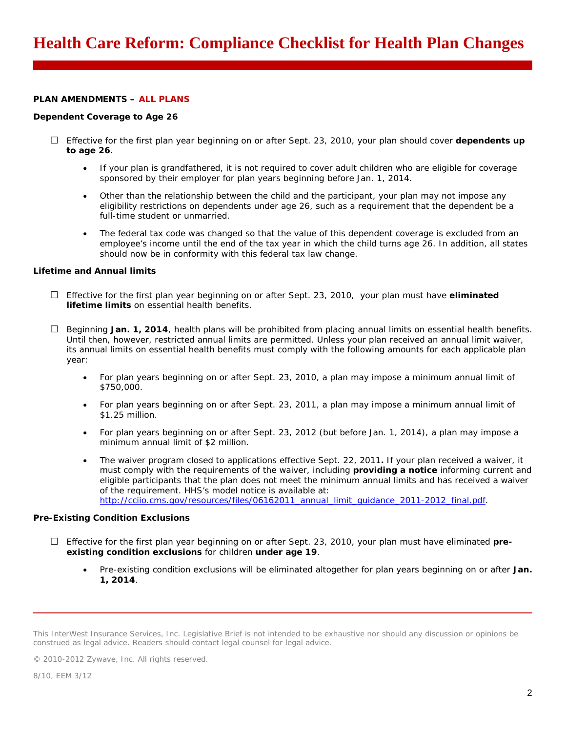# Health Care Reform: Compliance Checklist for Health Plan Changes

**PLAN AMENDMENTS – ALL PLANS**

**Dependent Coverage to Age 26**

- ☐ Effective for the first plan year beginning on or after Sept. 23, 2010, your plan should cover **dependents up to age 26**.
  - If your plan is grandfathered, it is not required to cover adult children who are eligible for coverage sponsored by their employer for plan years beginning before Jan. 1, 2014.
  - Other than the relationship between the child and the participant, your plan may not impose any eligibility restrictions on dependents under age 26, such as a requirement that the dependent be a full-time student or unmarried.
  - The federal tax code was changed so that the value of this dependent coverage is excluded from an employee's income until the end of the tax year in which the child turns age 26. In addition, all states should now be in conformity with this federal tax law change.

**Lifetime and Annual limits**

- ☐ Effective for the first plan year beginning on or after Sept. 23, 2010, your plan must have **eliminated lifetime limits** on essential health benefits.

- ☐ Beginning **Jan. 1, 2014**, health plans will be prohibited from placing annual limits on essential health benefits. Until then, however, restricted annual limits are permitted. Unless your plan received an annual limit waiver, its annual limits on essential health benefits must comply with the following amounts for each applicable plan year:
  - For plan years beginning on or after Sept. 23, 2010, a plan may impose a minimum annual limit of $750,000.
  - For plan years beginning on or after Sept. 23, 2011, a plan may impose a minimum annual limit of $1.25 million.
  - For plan years beginning on or after Sept. 23, 2012 (but before Jan. 1, 2014), a plan may impose a minimum annual limit of $2 million.
  - The waiver program closed to applications effective Sept. 22, 2011**.** If your plan received a waiver, it must comply with the requirements of the waiver, including **providing a notice** informing current and eligible participants that the plan does not meet the minimum annual limits and has received a waiver of the requirement. HHS's model notice is available at: http://cciio.cms.gov/resources/files/06162011_annual_limit_guidance_2011-2012_final.pdf.

**Pre-Existing Condition Exclusions**

- ☐ Effective for the first plan year beginning on or after Sept. 23, 2010, your plan must have eliminated **pre-existing condition exclusions** for children **under age 19**.
  - Pre-existing condition exclusions will be eliminated altogether for plan years beginning on or after **Jan. 1, 2014**.

This InterWest Insurance Services, Inc. Legislative Brief is not intended to be exhaustive nor should any discussion or opinions be construed as legal advice. Readers should contact legal counsel for legal advice.

© 2010-2012 Zywave, Inc. All rights reserved.

8/10, EEM 3/12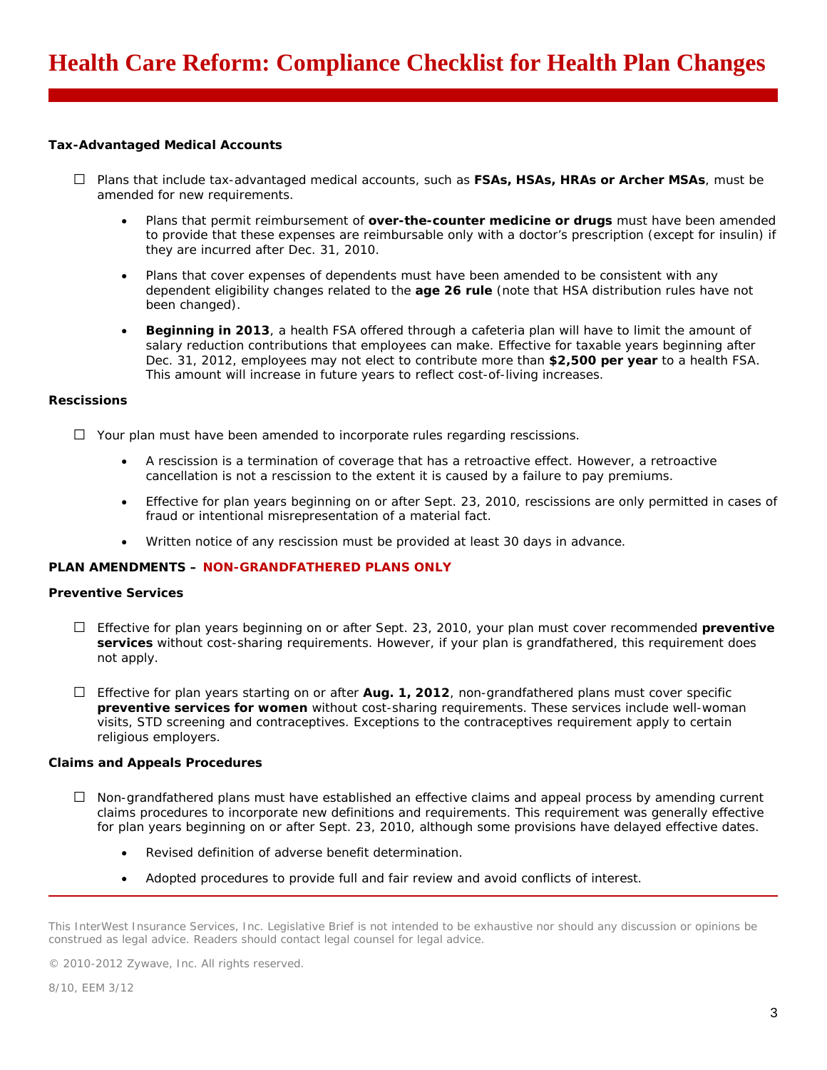**Tax-Advantaged Medical Accounts**

- ☐ Plans that include tax-advantaged medical accounts, such as **FSAs, HSAs, HRAs or Archer MSAs**, must be amended for new requirements.
  - Plans that permit reimbursement of **over-the-counter medicine or drugs** must have been amended to provide that these expenses are reimbursable only with a doctor's prescription (except for insulin) if they are incurred after Dec. 31, 2010.
  - Plans that cover expenses of dependents must have been amended to be consistent with any dependent eligibility changes related to the **age 26 rule** (note that HSA distribution rules have not been changed).
  - **Beginning in 2013**, a health FSA offered through a cafeteria plan will have to limit the amount of salary reduction contributions that employees can make. Effective for taxable years beginning after Dec. 31, 2012, employees may not elect to contribute more than **$2,500 per year** to a health FSA. This amount will increase in future years to reflect cost-of-living increases.

**Rescissions**

- ☐ Your plan must have been amended to incorporate rules regarding rescissions.
  - A rescission is a termination of coverage that has a retroactive effect. However, a retroactive cancellation is not a rescission to the extent it is caused by a failure to pay premiums.
  - Effective for plan years beginning on or after Sept. 23, 2010, rescissions are only permitted in cases of fraud or intentional misrepresentation of a material fact.
  - Written notice of any rescission must be provided at least 30 days in advance.

**PLAN AMENDMENTS – NON-GRANDFATHERED PLANS ONLY**

**Preventive Services**

- ☐ Effective for plan years beginning on or after Sept. 23, 2010, your plan must cover recommended **preventive services** without cost-sharing requirements. However, if your plan is grandfathered, this requirement does not apply.

- ☐ Effective for plan years starting on or after **Aug. 1, 2012**, non-grandfathered plans must cover specific **preventive services for women** without cost-sharing requirements. These services include well-woman visits, STD screening and contraceptives. Exceptions to the contraceptives requirement apply to certain religious employers.

**Claims and Appeals Procedures**

- ☐ Non-grandfathered plans must have established an effective claims and appeal process by amending current claims procedures to incorporate new definitions and requirements. This requirement was generally effective for plan years beginning on or after Sept. 23, 2010, although some provisions have delayed effective dates.
  - Revised definition of adverse benefit determination.
  - Adopted procedures to provide full and fair review and avoid conflicts of interest.

This InterWest Insurance Services, Inc. Legislative Brief is not intended to be exhaustive nor should any discussion or opinions be construed as legal advice. Readers should contact legal counsel for legal advice.

© 2010-2012 Zywave, Inc. All rights reserved.

8/10, EEM 3/12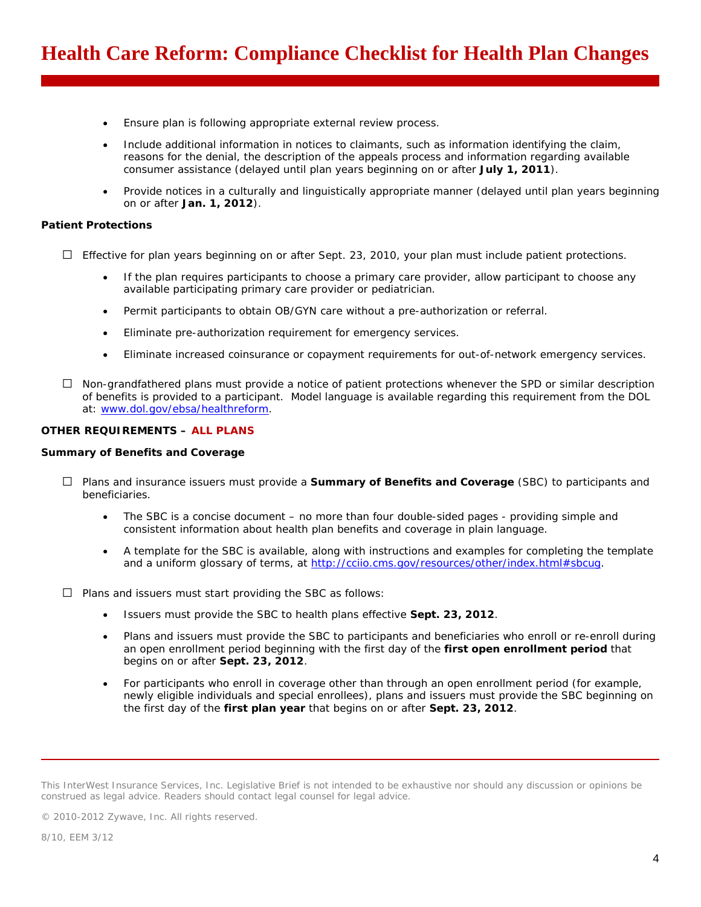- Ensure plan is following appropriate external review process.
- Include additional information in notices to claimants, such as information identifying the claim, reasons for the denial, the description of the appeals process and information regarding available consumer assistance (delayed until plan years beginning on or after **July 1, 2011**).
- Provide notices in a culturally and linguistically appropriate manner (delayed until plan years beginning on or after **Jan. 1, 2012**).

**Patient Protections**

☐ Effective for plan years beginning on or after Sept. 23, 2010, your plan must include patient protections.

- If the plan requires participants to choose a primary care provider, allow participant to choose any available participating primary care provider or pediatrician.
- Permit participants to obtain OB/GYN care without a pre-authorization or referral.
- Eliminate pre-authorization requirement for emergency services.
- Eliminate increased coinsurance or copayment requirements for out-of-network emergency services.

☐ Non-grandfathered plans must provide a notice of patient protections whenever the SPD or similar description of benefits is provided to a participant. Model language is available regarding this requirement from the DOL at: www.dol.gov/ebsa/healthreform.

**OTHER REQUIREMENTS – ALL PLANS**

**Summary of Benefits and Coverage**

☐ Plans and insurance issuers must provide a **Summary of Benefits and Coverage** (SBC) to participants and beneficiaries.

- The SBC is a concise document – no more than four double-sided pages - providing simple and consistent information about health plan benefits and coverage in plain language.
- A template for the SBC is available, along with instructions and examples for completing the template and a uniform glossary of terms, at http://cciio.cms.gov/resources/other/index.html#sbcug.

☐ Plans and issuers must start providing the SBC as follows:

- Issuers must provide the SBC to health plans effective **Sept. 23, 2012**.
- Plans and issuers must provide the SBC to participants and beneficiaries who enroll or re-enroll during an open enrollment period beginning with the first day of the **first open enrollment period** that begins on or after **Sept. 23, 2012**.
- For participants who enroll in coverage other than through an open enrollment period (for example, newly eligible individuals and special enrollees), plans and issuers must provide the SBC beginning on the first day of the **first plan year** that begins on or after **Sept. 23, 2012**.

This InterWest Insurance Services, Inc. Legislative Brief is not intended to be exhaustive nor should any discussion or opinions be construed as legal advice. Readers should contact legal counsel for legal advice.

© 2010-2012 Zywave, Inc. All rights reserved.

8/10, EEM 3/12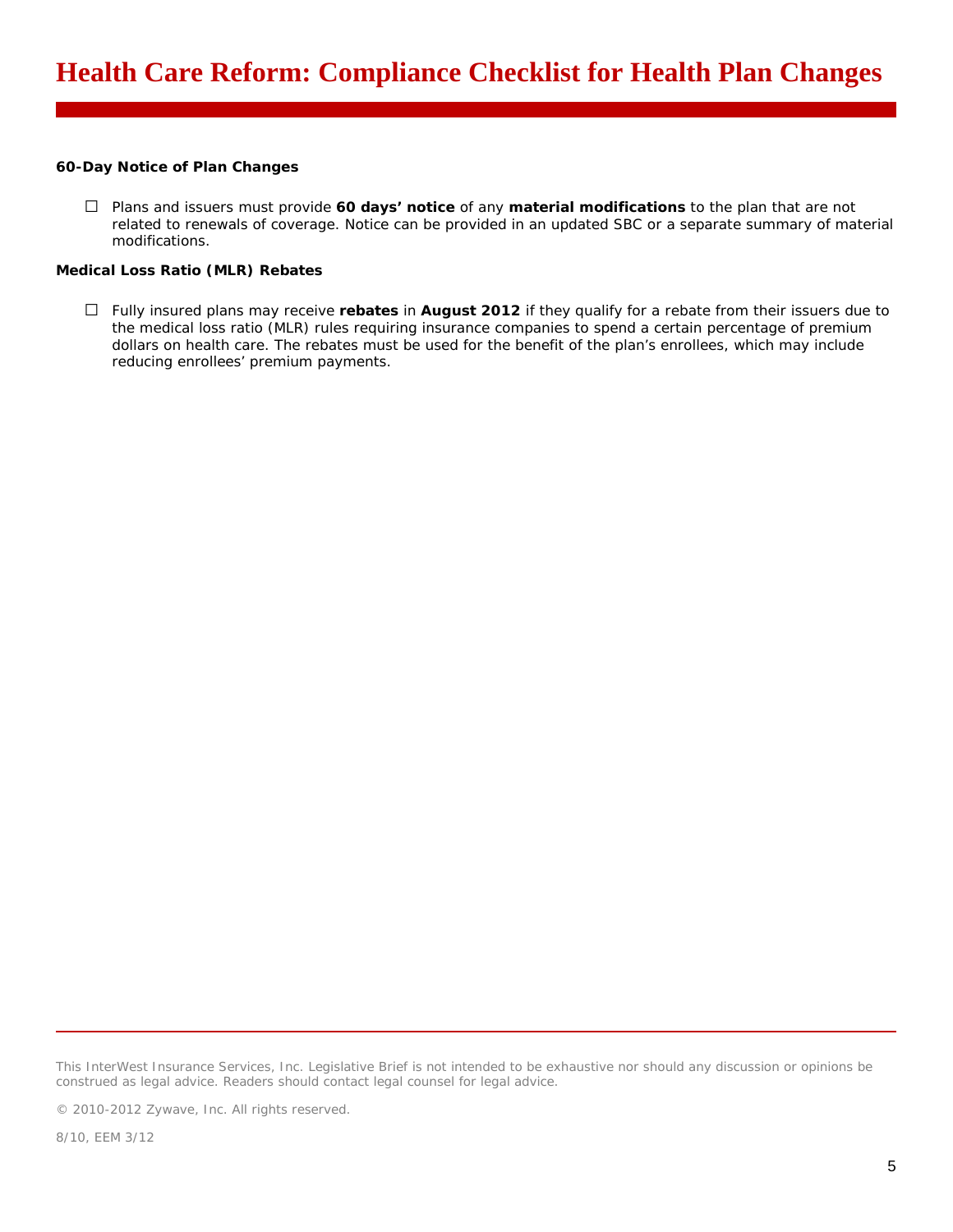# Health Care Reform: Compliance Checklist for Health Plan Changes

**60-Day Notice of Plan Changes**

- ☐ Plans and issuers must provide **60 days' notice** of any **material modifications** to the plan that are not related to renewals of coverage. Notice can be provided in an updated SBC or a separate summary of material modifications.

**Medical Loss Ratio (MLR) Rebates**

- ☐ Fully insured plans may receive **rebates** in **August 2012** if they qualify for a rebate from their issuers due to the medical loss ratio (MLR) rules requiring insurance companies to spend a certain percentage of premium dollars on health care. The rebates must be used for the benefit of the plan's enrollees, which may include reducing enrollees' premium payments.

This InterWest Insurance Services, Inc. Legislative Brief is not intended to be exhaustive nor should any discussion or opinions be construed as legal advice. Readers should contact legal counsel for legal advice.

© 2010-2012 Zywave, Inc. All rights reserved.

8/10, EEM 3/12